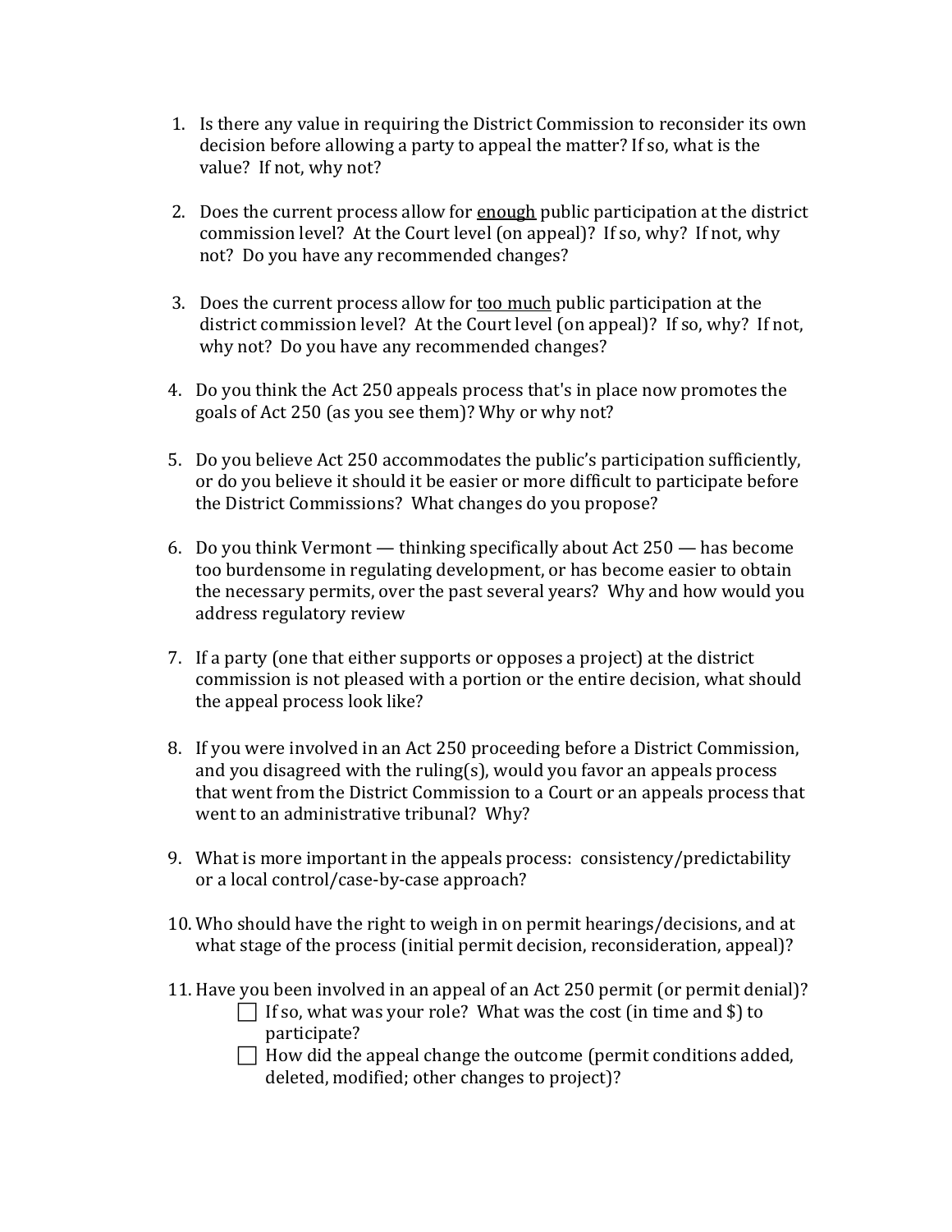1. Is there any value in requiring the District Commission to reconsider its own decision before allowing a party to appeal the matter? If so, what is the value? If not, why not?

2. Does the current process allow for <u>enough</u> public participation at the district commission level? At the Court level (on appeal)? If so, why? If not, why not? Do you have any recommended changes?

3. Does the current process allow for <u>too much</u> public participation at the district commission level? At the Court level (on appeal)? If so, why? If not, why not? Do you have any recommended changes?

4. Do you think the Act 250 appeals process that's in place now promotes the goals of Act 250 (as you see them)? Why or why not?

5. Do you believe Act 250 accommodates the public's participation sufficiently, or do you believe it should it be easier or more difficult to participate before the District Commissions? What changes do you propose?

6. Do you think Vermont — thinking specifically about Act 250 — has become too burdensome in regulating development, or has become easier to obtain the necessary permits, over the past several years? Why and how would you address regulatory review

7. If a party (one that either supports or opposes a project) at the district commission is not pleased with a portion or the entire decision, what should the appeal process look like?

8. If you were involved in an Act 250 proceeding before a District Commission, and you disagreed with the ruling(s), would you favor an appeals process that went from the District Commission to a Court or an appeals process that went to an administrative tribunal? Why?

9. What is more important in the appeals process: consistency/predictability or a local control/case-by-case approach?

10. Who should have the right to weigh in on permit hearings/decisions, and at what stage of the process (initial permit decision, reconsideration, appeal)?

11. Have you been involved in an appeal of an Act 250 permit (or permit denial)?
    - [ ] If so, what was your role? What was the cost (in time and $) to participate?
    - [ ] How did the appeal change the outcome (permit conditions added, deleted, modified; other changes to project)?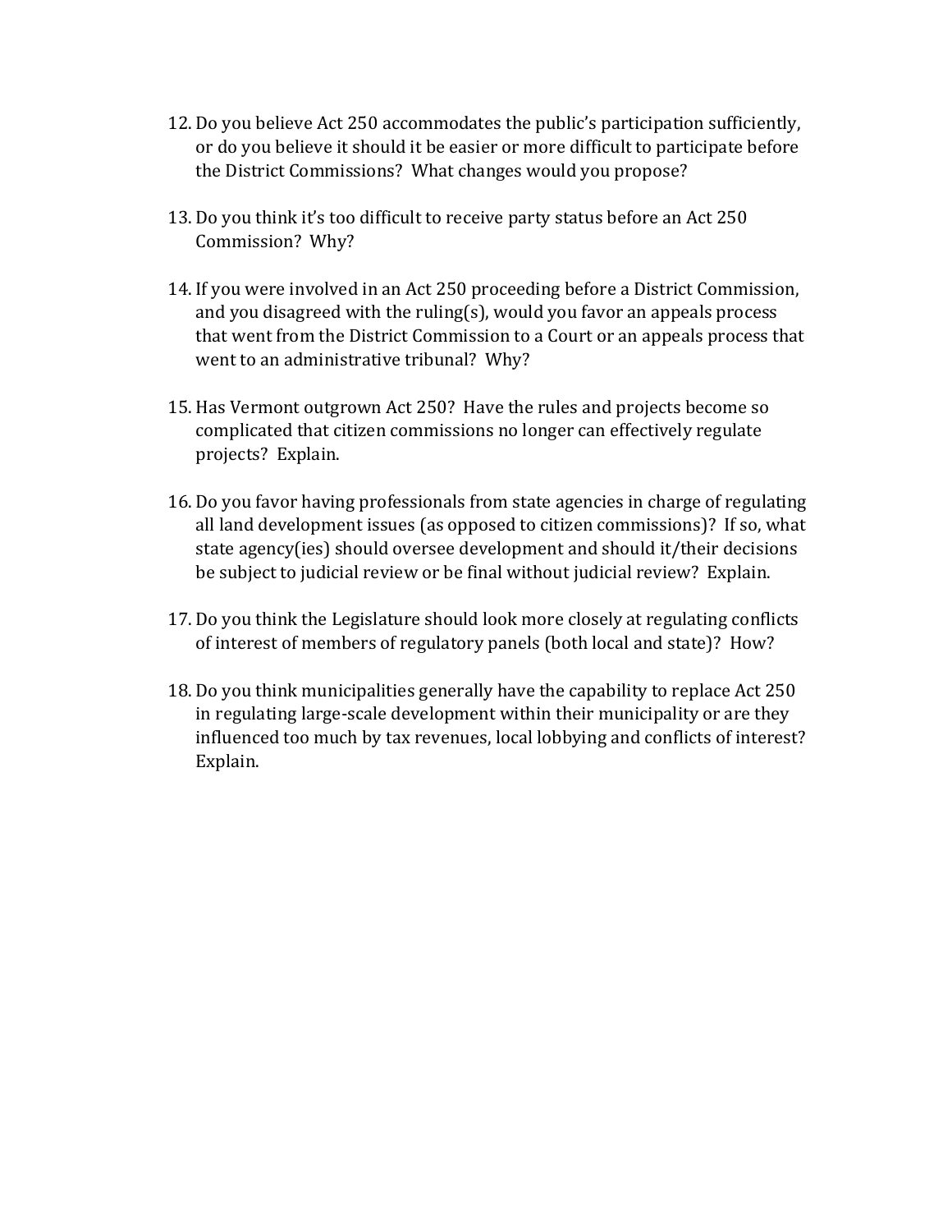12. Do you believe Act 250 accommodates the public's participation sufficiently, or do you believe it should it be easier or more difficult to participate before the District Commissions? What changes would you propose?

13. Do you think it's too difficult to receive party status before an Act 250 Commission? Why?

14. If you were involved in an Act 250 proceeding before a District Commission, and you disagreed with the ruling(s), would you favor an appeals process that went from the District Commission to a Court or an appeals process that went to an administrative tribunal? Why?

15. Has Vermont outgrown Act 250? Have the rules and projects become so complicated that citizen commissions no longer can effectively regulate projects? Explain.

16. Do you favor having professionals from state agencies in charge of regulating all land development issues (as opposed to citizen commissions)? If so, what state agency(ies) should oversee development and should it/their decisions be subject to judicial review or be final without judicial review? Explain.

17. Do you think the Legislature should look more closely at regulating conflicts of interest of members of regulatory panels (both local and state)? How?

18. Do you think municipalities generally have the capability to replace Act 250 in regulating large-scale development within their municipality or are they influenced too much by tax revenues, local lobbying and conflicts of interest? Explain.